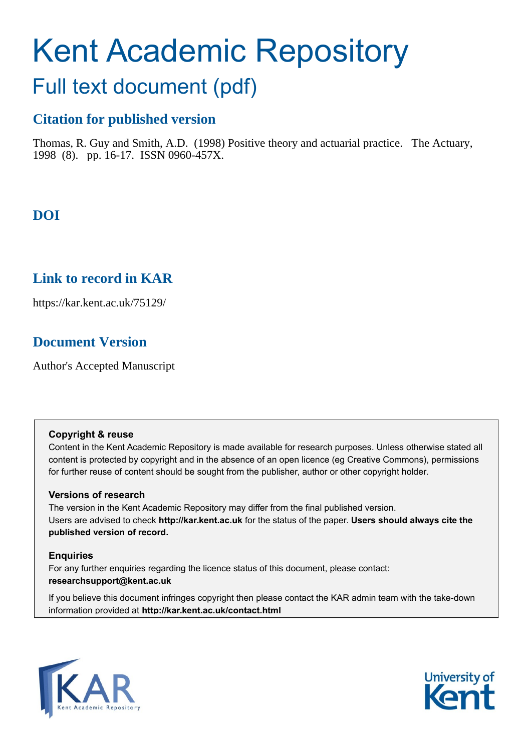# Kent Academic Repository

## Full text document (pdf)

### Citation for published version

Thomas, R. Guy and Smith, A.D. (1998) Positive theory and actuarial practice. The Actuary, 1998 (8). pp. 16-17. ISSN 0960-457X.

### DOI

### Link to record in KAR

https://kar.kent.ac.uk/75129/

### Document Version

Author's Accepted Manuscript

**Copyright & reuse**

Content in the Kent Academic Repository is made available for research purposes. Unless otherwise stated all content is protected by copyright and in the absence of an open licence (eg Creative Commons), permissions for further reuse of content should be sought from the publisher, author or other copyright holder.

**Versions of research**

The version in the Kent Academic Repository may differ from the final published version. Users are advised to check **http://kar.kent.ac.uk** for the status of the paper. **Users should always cite the published version of record.**

**Enquiries**

For any further enquiries regarding the licence status of this document, please contact: **researchsupport@kent.ac.uk**

If you believe this document infringes copyright then please contact the KAR admin team with the take-down information provided at **http://kar.kent.ac.uk/contact.html**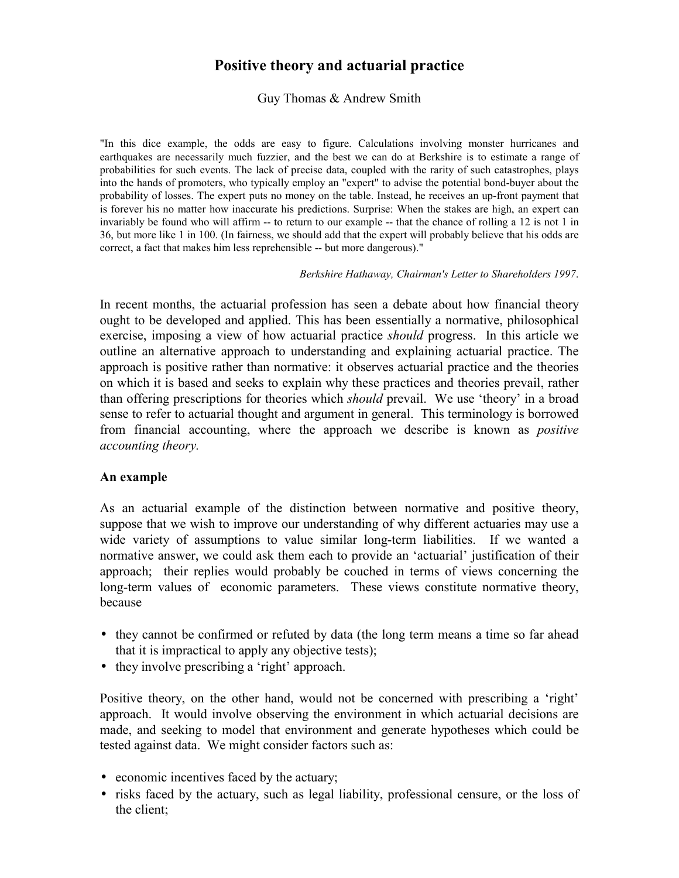# Positive theory and actuarial practice

Guy Thomas & Andrew Smith

> "In this dice example, the odds are easy to figure. Calculations involving monster hurricanes and earthquakes are necessarily much fuzzier, and the best we can do at Berkshire is to estimate a range of probabilities for such events. The lack of precise data, coupled with the rarity of such catastrophes, plays into the hands of promoters, who typically employ an "expert" to advise the potential bond-buyer about the probability of losses. The expert puts no money on the table. Instead, he receives an up-front payment that is forever his no matter how inaccurate his predictions. Surprise: When the stakes are high, an expert can invariably be found who will affirm -- to return to our example -- that the chance of rolling a 12 is not 1 in 36, but more like 1 in 100. (In fairness, we should add that the expert will probably believe that his odds are correct, a fact that makes him less reprehensible -- but more dangerous)."
>
> *Berkshire Hathaway, Chairman's Letter to Shareholders 1997.*

In recent months, the actuarial profession has seen a debate about how financial theory ought to be developed and applied. This has been essentially a normative, philosophical exercise, imposing a view of how actuarial practice *should* progress. In this article we outline an alternative approach to understanding and explaining actuarial practice. The approach is positive rather than normative: it observes actuarial practice and the theories on which it is based and seeks to explain why these practices and theories prevail, rather than offering prescriptions for theories which *should* prevail. We use 'theory' in a broad sense to refer to actuarial thought and argument in general. This terminology is borrowed from financial accounting, where the approach we describe is known as *positive accounting theory.*

**An example**

As an actuarial example of the distinction between normative and positive theory, suppose that we wish to improve our understanding of why different actuaries may use a wide variety of assumptions to value similar long-term liabilities. If we wanted a normative answer, we could ask them each to provide an 'actuarial' justification of their approach; their replies would probably be couched in terms of views concerning the long-term values of economic parameters. These views constitute normative theory, because

- they cannot be confirmed or refuted by data (the long term means a time so far ahead that it is impractical to apply any objective tests);
- they involve prescribing a 'right' approach.

Positive theory, on the other hand, would not be concerned with prescribing a 'right' approach. It would involve observing the environment in which actuarial decisions are made, and seeking to model that environment and generate hypotheses which could be tested against data. We might consider factors such as:

- economic incentives faced by the actuary;
- risks faced by the actuary, such as legal liability, professional censure, or the loss of the client;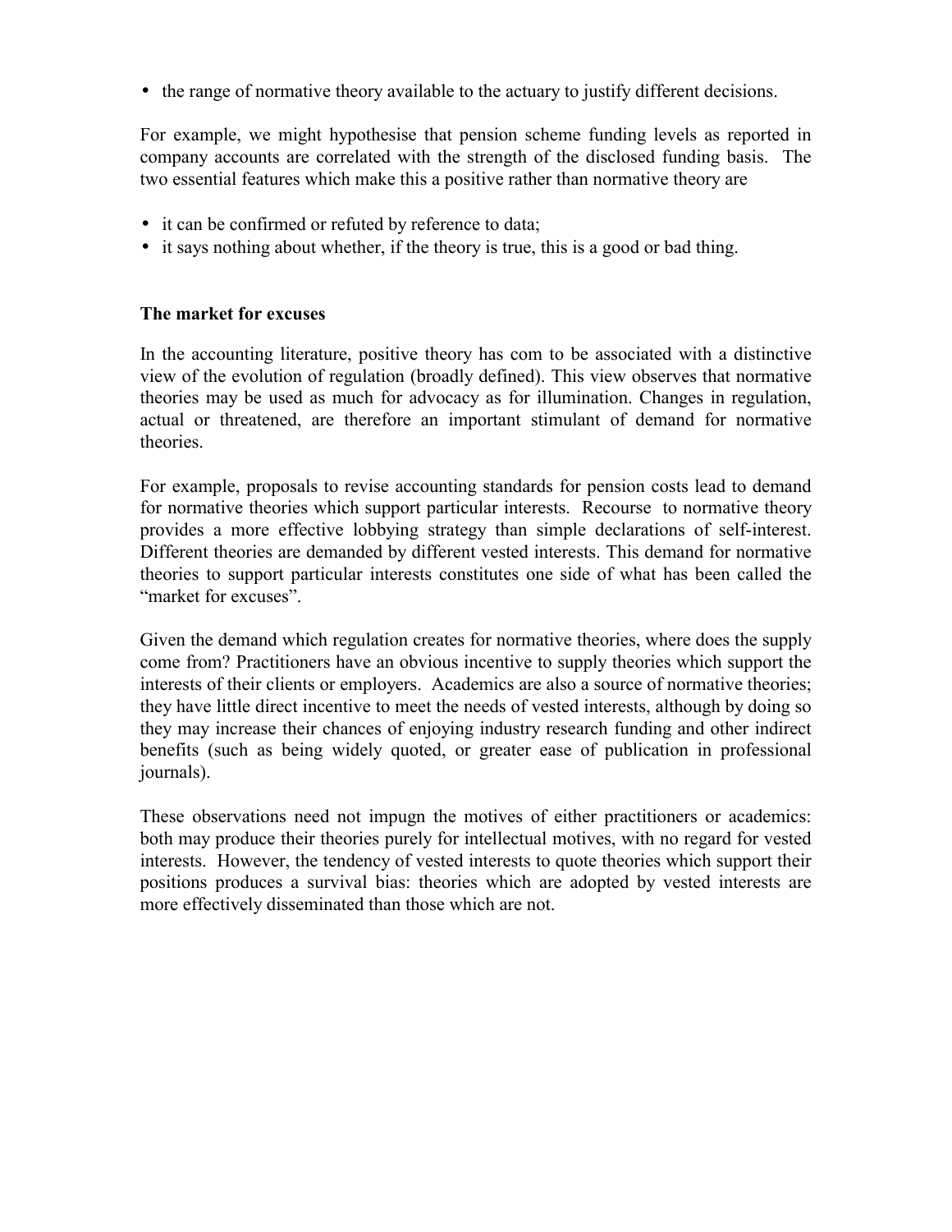- the range of normative theory available to the actuary to justify different decisions.

For example, we might hypothesise that pension scheme funding levels as reported in company accounts are correlated with the strength of the disclosed funding basis. The two essential features which make this a positive rather than normative theory are

- it can be confirmed or refuted by reference to data;
- it says nothing about whether, if the theory is true, this is a good or bad thing.

**The market for excuses**

In the accounting literature, positive theory has com to be associated with a distinctive view of the evolution of regulation (broadly defined). This view observes that normative theories may be used as much for advocacy as for illumination. Changes in regulation, actual or threatened, are therefore an important stimulant of demand for normative theories.

For example, proposals to revise accounting standards for pension costs lead to demand for normative theories which support particular interests. Recourse to normative theory provides a more effective lobbying strategy than simple declarations of self-interest. Different theories are demanded by different vested interests. This demand for normative theories to support particular interests constitutes one side of what has been called the "market for excuses".

Given the demand which regulation creates for normative theories, where does the supply come from? Practitioners have an obvious incentive to supply theories which support the interests of their clients or employers. Academics are also a source of normative theories; they have little direct incentive to meet the needs of vested interests, although by doing so they may increase their chances of enjoying industry research funding and other indirect benefits (such as being widely quoted, or greater ease of publication in professional journals).

These observations need not impugn the motives of either practitioners or academics: both may produce their theories purely for intellectual motives, with no regard for vested interests. However, the tendency of vested interests to quote theories which support their positions produces a survival bias: theories which are adopted by vested interests are more effectively disseminated than those which are not.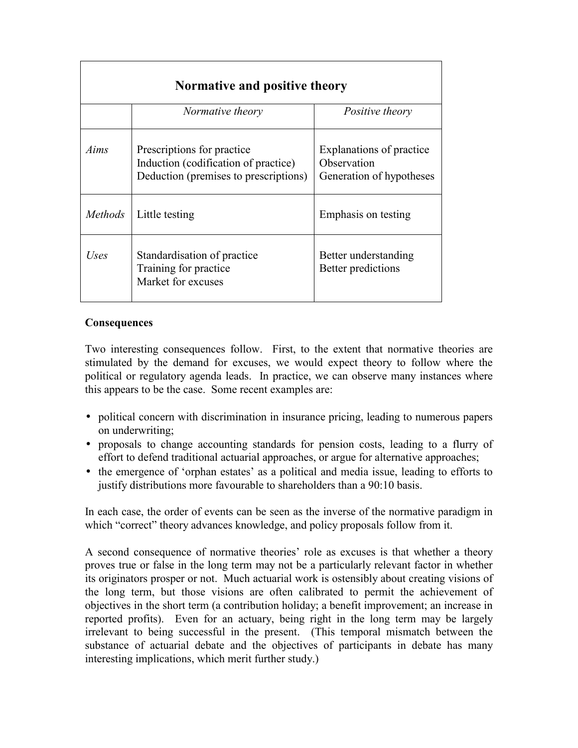| Normative and positive theory | | |
|---|---|---|
| | *Normative theory* | *Positive theory* |
| *Aims* | Prescriptions for practice<br>Induction (codification of practice)<br>Deduction (premises to prescriptions) | Explanations of practice<br>Observation<br>Generation of hypotheses |
| *Methods* | Little testing | Emphasis on testing |
| *Uses* | Standardisation of practice<br>Training for practice<br>Market for excuses | Better understanding<br>Better predictions |

**Consequences**

Two interesting consequences follow. First, to the extent that normative theories are stimulated by the demand for excuses, we would expect theory to follow where the political or regulatory agenda leads. In practice, we can observe many instances where this appears to be the case. Some recent examples are:

- political concern with discrimination in insurance pricing, leading to numerous papers on underwriting;
- proposals to change accounting standards for pension costs, leading to a flurry of effort to defend traditional actuarial approaches, or argue for alternative approaches;
- the emergence of 'orphan estates' as a political and media issue, leading to efforts to justify distributions more favourable to shareholders than a 90:10 basis.

In each case, the order of events can be seen as the inverse of the normative paradigm in which "correct" theory advances knowledge, and policy proposals follow from it.

A second consequence of normative theories' role as excuses is that whether a theory proves true or false in the long term may not be a particularly relevant factor in whether its originators prosper or not. Much actuarial work is ostensibly about creating visions of the long term, but those visions are often calibrated to permit the achievement of objectives in the short term (a contribution holiday; a benefit improvement; an increase in reported profits). Even for an actuary, being right in the long term may be largely irrelevant to being successful in the present. (This temporal mismatch between the substance of actuarial debate and the objectives of participants in debate has many interesting implications, which merit further study.)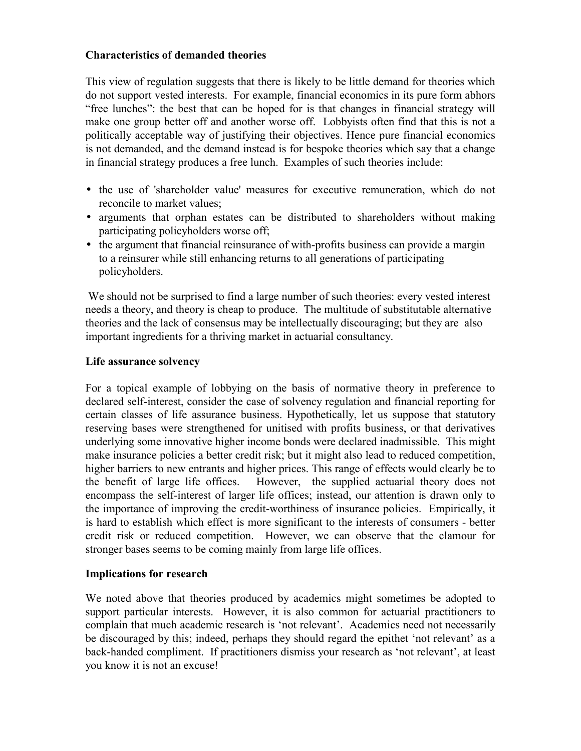**Characteristics of demanded theories**

This view of regulation suggests that there is likely to be little demand for theories which do not support vested interests. For example, financial economics in its pure form abhors "free lunches": the best that can be hoped for is that changes in financial strategy will make one group better off and another worse off. Lobbyists often find that this is not a politically acceptable way of justifying their objectives. Hence pure financial economics is not demanded, and the demand instead is for bespoke theories which say that a change in financial strategy produces a free lunch. Examples of such theories include:

- the use of 'shareholder value' measures for executive remuneration, which do not reconcile to market values;
- arguments that orphan estates can be distributed to shareholders without making participating policyholders worse off;
- the argument that financial reinsurance of with-profits business can provide a margin to a reinsurer while still enhancing returns to all generations of participating policyholders.

We should not be surprised to find a large number of such theories: every vested interest needs a theory, and theory is cheap to produce. The multitude of substitutable alternative theories and the lack of consensus may be intellectually discouraging; but they are also important ingredients for a thriving market in actuarial consultancy.

**Life assurance solvency**

For a topical example of lobbying on the basis of normative theory in preference to declared self-interest, consider the case of solvency regulation and financial reporting for certain classes of life assurance business. Hypothetically, let us suppose that statutory reserving bases were strengthened for unitised with profits business, or that derivatives underlying some innovative higher income bonds were declared inadmissible. This might make insurance policies a better credit risk; but it might also lead to reduced competition, higher barriers to new entrants and higher prices. This range of effects would clearly be to the benefit of large life offices. However, the supplied actuarial theory does not encompass the self-interest of larger life offices; instead, our attention is drawn only to the importance of improving the credit-worthiness of insurance policies. Empirically, it is hard to establish which effect is more significant to the interests of consumers - better credit risk or reduced competition. However, we can observe that the clamour for stronger bases seems to be coming mainly from large life offices.

**Implications for research**

We noted above that theories produced by academics might sometimes be adopted to support particular interests. However, it is also common for actuarial practitioners to complain that much academic research is 'not relevant'. Academics need not necessarily be discouraged by this; indeed, perhaps they should regard the epithet 'not relevant' as a back-handed compliment. If practitioners dismiss your research as 'not relevant', at least you know it is not an excuse!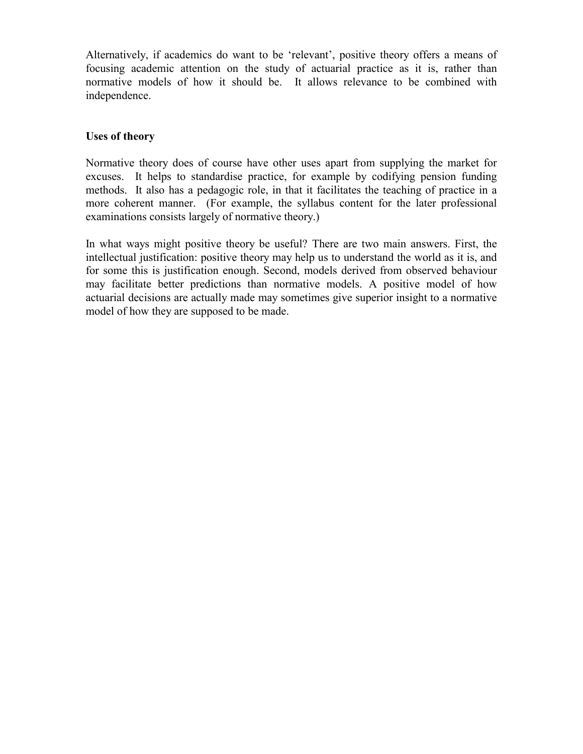Alternatively, if academics do want to be 'relevant', positive theory offers a means of focusing academic attention on the study of actuarial practice as it is, rather than normative models of how it should be. It allows relevance to be combined with independence.

## Uses of theory

Normative theory does of course have other uses apart from supplying the market for excuses. It helps to standardise practice, for example by codifying pension funding methods. It also has a pedagogic role, in that it facilitates the teaching of practice in a more coherent manner. (For example, the syllabus content for the later professional examinations consists largely of normative theory.)

In what ways might positive theory be useful? There are two main answers. First, the intellectual justification: positive theory may help us to understand the world as it is, and for some this is justification enough. Second, models derived from observed behaviour may facilitate better predictions than normative models. A positive model of how actuarial decisions are actually made may sometimes give superior insight to a normative model of how they are supposed to be made.